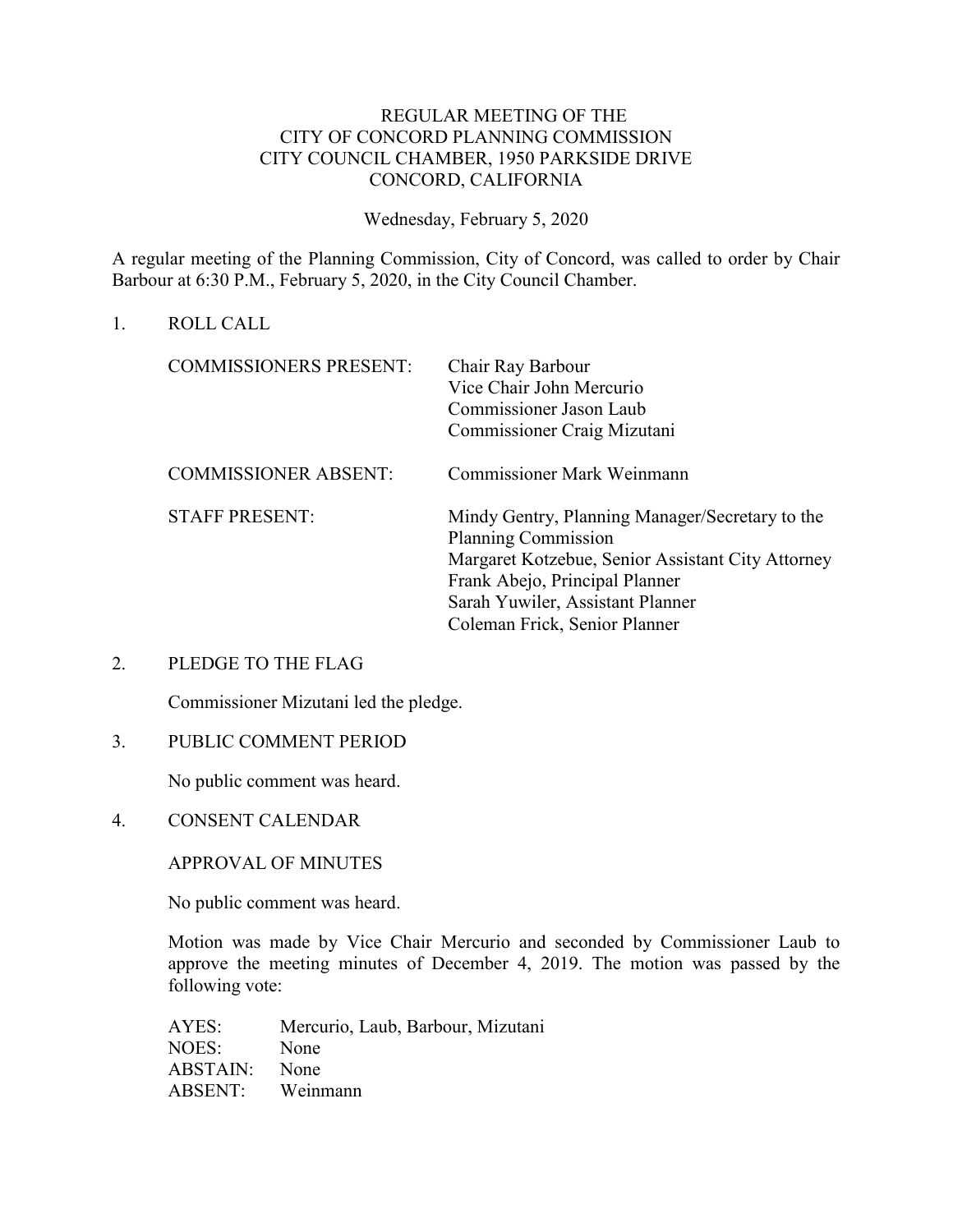# REGULAR MEETING OF THE CITY OF CONCORD PLANNING COMMISSION CITY COUNCIL CHAMBER, 1950 PARKSIDE DRIVE CONCORD, CALIFORNIA

Wednesday, February 5, 2020

A regular meeting of the Planning Commission, City of Concord, was called to order by Chair Barbour at 6:30 P.M., February 5, 2020, in the City Council Chamber.

1. ROLL CALL

| | |
|---|---|
| COMMISSIONERS PRESENT: | Chair Ray Barbour<br>Vice Chair John Mercurio<br>Commissioner Jason Laub<br>Commissioner Craig Mizutani |
| COMMISSIONER ABSENT: | Commissioner Mark Weinmann |
| STAFF PRESENT: | Mindy Gentry, Planning Manager/Secretary to the Planning Commission<br>Margaret Kotzebue, Senior Assistant City Attorney<br>Frank Abejo, Principal Planner<br>Sarah Yuwiler, Assistant Planner<br>Coleman Frick, Senior Planner |

2. PLEDGE TO THE FLAG

   Commissioner Mizutani led the pledge.

3. PUBLIC COMMENT PERIOD

   No public comment was heard.

4. CONSENT CALENDAR

   APPROVAL OF MINUTES

   No public comment was heard.

   Motion was made by Vice Chair Mercurio and seconded by Commissioner Laub to approve the meeting minutes of December 4, 2019. The motion was passed by the following vote:

   | | |
   |---|---|
   | AYES: | Mercurio, Laub, Barbour, Mizutani |
   | NOES: | None |
   | ABSTAIN: | None |
   | ABSENT: | Weinmann |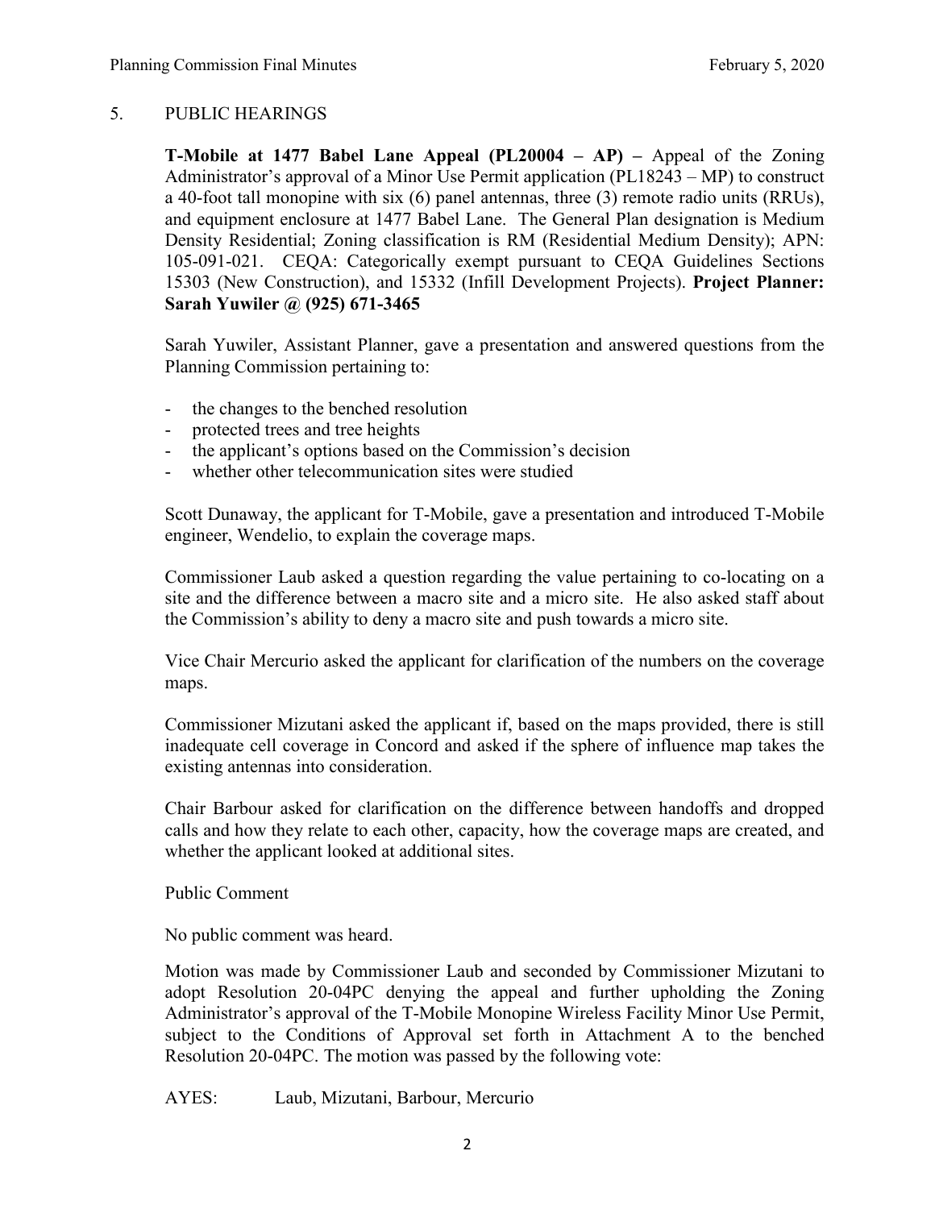## 5. PUBLIC HEARINGS

**T-Mobile at 1477 Babel Lane Appeal (PL20004 – AP) –** Appeal of the Zoning Administrator's approval of a Minor Use Permit application (PL18243 – MP) to construct a 40-foot tall monopine with six (6) panel antennas, three (3) remote radio units (RRUs), and equipment enclosure at 1477 Babel Lane. The General Plan designation is Medium Density Residential; Zoning classification is RM (Residential Medium Density); APN: 105-091-021. CEQA: Categorically exempt pursuant to CEQA Guidelines Sections 15303 (New Construction), and 15332 (Infill Development Projects). **Project Planner: Sarah Yuwiler @ (925) 671-3465**

Sarah Yuwiler, Assistant Planner, gave a presentation and answered questions from the Planning Commission pertaining to:

- the changes to the benched resolution
- protected trees and tree heights
- the applicant's options based on the Commission's decision
- whether other telecommunication sites were studied

Scott Dunaway, the applicant for T-Mobile, gave a presentation and introduced T-Mobile engineer, Wendelio, to explain the coverage maps.

Commissioner Laub asked a question regarding the value pertaining to co-locating on a site and the difference between a macro site and a micro site. He also asked staff about the Commission's ability to deny a macro site and push towards a micro site.

Vice Chair Mercurio asked the applicant for clarification of the numbers on the coverage maps.

Commissioner Mizutani asked the applicant if, based on the maps provided, there is still inadequate cell coverage in Concord and asked if the sphere of influence map takes the existing antennas into consideration.

Chair Barbour asked for clarification on the difference between handoffs and dropped calls and how they relate to each other, capacity, how the coverage maps are created, and whether the applicant looked at additional sites.

Public Comment

No public comment was heard.

Motion was made by Commissioner Laub and seconded by Commissioner Mizutani to adopt Resolution 20-04PC denying the appeal and further upholding the Zoning Administrator's approval of the T-Mobile Monopine Wireless Facility Minor Use Permit, subject to the Conditions of Approval set forth in Attachment A to the benched Resolution 20-04PC. The motion was passed by the following vote:

AYES: Laub, Mizutani, Barbour, Mercurio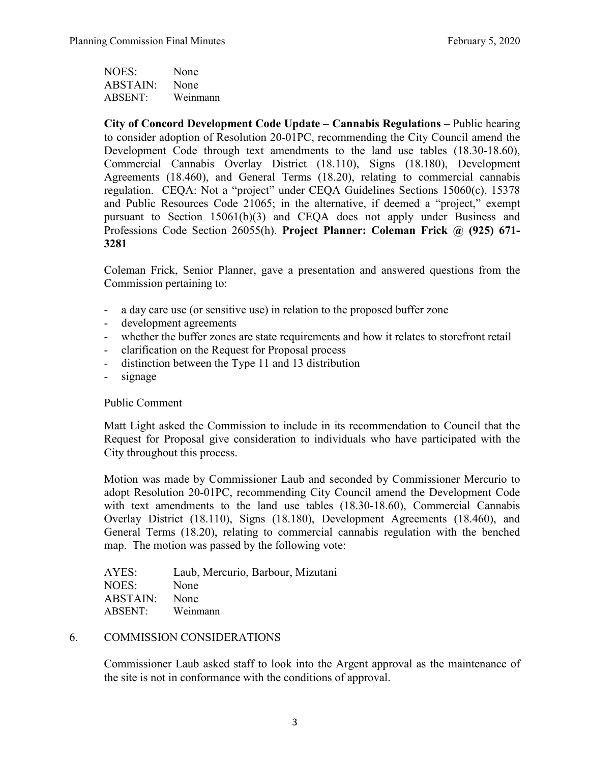NOES: None
ABSTAIN: None
ABSENT: Weinmann

**City of Concord Development Code Update – Cannabis Regulations –** Public hearing to consider adoption of Resolution 20-01PC, recommending the City Council amend the Development Code through text amendments to the land use tables (18.30-18.60), Commercial Cannabis Overlay District (18.110), Signs (18.180), Development Agreements (18.460), and General Terms (18.20), relating to commercial cannabis regulation. CEQA: Not a "project" under CEQA Guidelines Sections 15060(c), 15378 and Public Resources Code 21065; in the alternative, if deemed a "project," exempt pursuant to Section 15061(b)(3) and CEQA does not apply under Business and Professions Code Section 26055(h). **Project Planner: Coleman Frick @ (925) 671-3281**

Coleman Frick, Senior Planner, gave a presentation and answered questions from the Commission pertaining to:

- a day care use (or sensitive use) in relation to the proposed buffer zone
- development agreements
- whether the buffer zones are state requirements and how it relates to storefront retail
- clarification on the Request for Proposal process
- distinction between the Type 11 and 13 distribution
- signage

Public Comment

Matt Light asked the Commission to include in its recommendation to Council that the Request for Proposal give consideration to individuals who have participated with the City throughout this process.

Motion was made by Commissioner Laub and seconded by Commissioner Mercurio to adopt Resolution 20-01PC, recommending City Council amend the Development Code with text amendments to the land use tables (18.30-18.60), Commercial Cannabis Overlay District (18.110), Signs (18.180), Development Agreements (18.460), and General Terms (18.20), relating to commercial cannabis regulation with the benched map. The motion was passed by the following vote:

AYES: Laub, Mercurio, Barbour, Mizutani
NOES: None
ABSTAIN: None
ABSENT: Weinmann

6. COMMISSION CONSIDERATIONS

Commissioner Laub asked staff to look into the Argent approval as the maintenance of the site is not in conformance with the conditions of approval.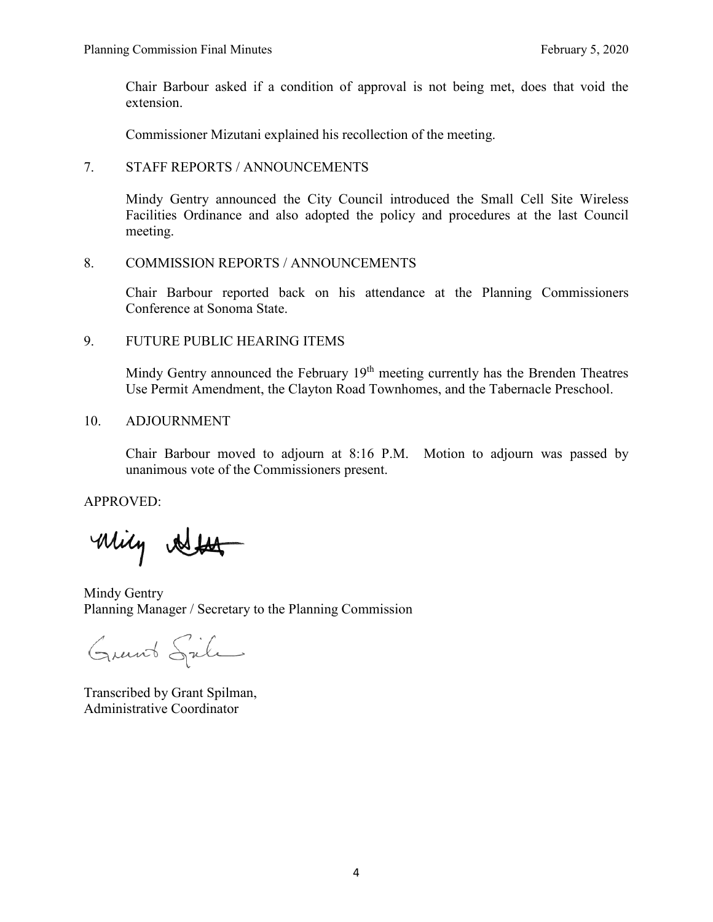Chair Barbour asked if a condition of approval is not being met, does that void the extension.

Commissioner Mizutani explained his recollection of the meeting.

7. STAFF REPORTS / ANNOUNCEMENTS

Mindy Gentry announced the City Council introduced the Small Cell Site Wireless Facilities Ordinance and also adopted the policy and procedures at the last Council meeting.

8. COMMISSION REPORTS / ANNOUNCEMENTS

Chair Barbour reported back on his attendance at the Planning Commissioners Conference at Sonoma State.

9. FUTURE PUBLIC HEARING ITEMS

Mindy Gentry announced the February 19th meeting currently has the Brenden Theatres Use Permit Amendment, the Clayton Road Townhomes, and the Tabernacle Preschool.

10. ADJOURNMENT

Chair Barbour moved to adjourn at 8:16 P.M. Motion to adjourn was passed by unanimous vote of the Commissioners present.

APPROVED:

Mindy Gentry
Planning Manager / Secretary to the Planning Commission

Transcribed by Grant Spilman,
Administrative Coordinator